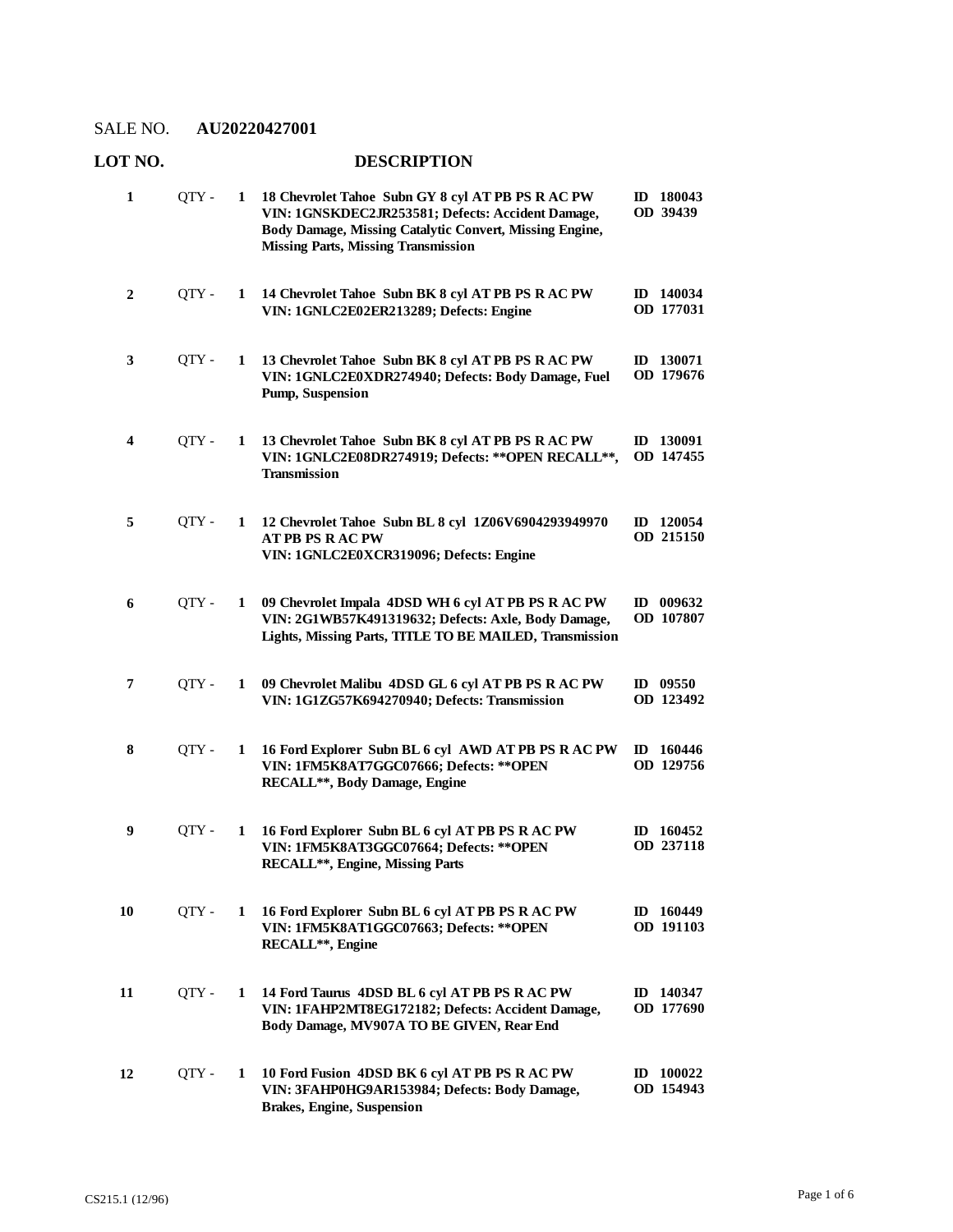SALE NO. **AU20220427001**

| LOT NO. | | | DESCRIPTION | |
|---|---|---|---|---|
| 1 | QTY - | 1 | **18 Chevrolet Tahoe Subn GY 8 cyl AT PB PS R AC PW VIN: 1GNSKDEC2JR253581; Defects: Accident Damage, Body Damage, Missing Catalytic Convert, Missing Engine, Missing Parts, Missing Transmission** | **ID 180043 OD 39439** |
| 2 | QTY - | 1 | **14 Chevrolet Tahoe Subn BK 8 cyl AT PB PS R AC PW VIN: 1GNLC2E02ER213289; Defects: Engine** | **ID 140034 OD 177031** |
| 3 | QTY - | 1 | **13 Chevrolet Tahoe Subn BK 8 cyl AT PB PS R AC PW VIN: 1GNLC2E0XDR274940; Defects: Body Damage, Fuel Pump, Suspension** | **ID 130071 OD 179676** |
| 4 | QTY - | 1 | **13 Chevrolet Tahoe Subn BK 8 cyl AT PB PS R AC PW VIN: 1GNLC2E08DR274919; Defects: **OPEN RECALL**, Transmission** | **ID 130091 OD 147455** |
| 5 | QTY - | 1 | **12 Chevrolet Tahoe Subn BL 8 cyl 1Z06V6904293949970 AT PB PS R AC PW VIN: 1GNLC2E0XCR319096; Defects: Engine** | **ID 120054 OD 215150** |
| 6 | QTY - | 1 | **09 Chevrolet Impala 4DSD WH 6 cyl AT PB PS R AC PW VIN: 2G1WB57K491319632; Defects: Axle, Body Damage, Lights, Missing Parts, TITLE TO BE MAILED, Transmission** | **ID 009632 OD 107807** |
| 7 | QTY - | 1 | **09 Chevrolet Malibu 4DSD GL 6 cyl AT PB PS R AC PW VIN: 1G1ZG57K694270940; Defects: Transmission** | **ID 09550 OD 123492** |
| 8 | QTY - | 1 | **16 Ford Explorer Subn BL 6 cyl AWD AT PB PS R AC PW VIN: 1FM5K8AT7GGC07666; Defects: **OPEN RECALL**, Body Damage, Engine** | **ID 160446 OD 129756** |
| 9 | QTY - | 1 | **16 Ford Explorer Subn BL 6 cyl AT PB PS R AC PW VIN: 1FM5K8AT3GGC07664; Defects: **OPEN RECALL**, Engine, Missing Parts** | **ID 160452 OD 237118** |
| 10 | QTY - | 1 | **16 Ford Explorer Subn BL 6 cyl AT PB PS R AC PW VIN: 1FM5K8AT1GGC07663; Defects: **OPEN RECALL**, Engine** | **ID 160449 OD 191103** |
| 11 | QTY - | 1 | **14 Ford Taurus 4DSD BL 6 cyl AT PB PS R AC PW VIN: 1FAHP2MT8EG172182; Defects: Accident Damage, Body Damage, MV907A TO BE GIVEN, Rear End** | **ID 140347 OD 177690** |
| 12 | QTY - | 1 | **10 Ford Fusion 4DSD BK 6 cyl AT PB PS R AC PW VIN: 3FAHP0HG9AR153984; Defects: Body Damage, Brakes, Engine, Suspension** | **ID 100022 OD 154943** |

CS215.1 (12/96)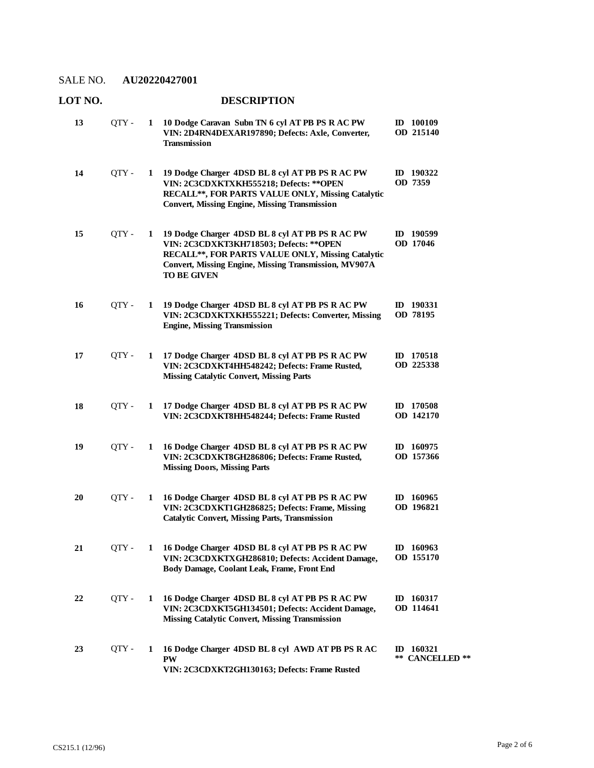SALE NO. **AU20220427001**

| LOT NO. | | | DESCRIPTION | |
|---|---|---|---|---|
| **13** | QTY - | **1** | **10 Dodge Caravan Subn TN 6 cyl AT PB PS R AC PW VIN: 2D4RN4DEXAR197890; Defects: Axle, Converter, Transmission** | **ID 100109 OD 215140** |
| **14** | QTY - | **1** | **19 Dodge Charger 4DSD BL 8 cyl AT PB PS R AC PW VIN: 2C3CDXKTXKH555218; Defects: **OPEN RECALL**, FOR PARTS VALUE ONLY, Missing Catalytic Convert, Missing Engine, Missing Transmission** | **ID 190322 OD 7359** |
| **15** | QTY - | **1** | **19 Dodge Charger 4DSD BL 8 cyl AT PB PS R AC PW VIN: 2C3CDXKT3KH718503; Defects: **OPEN RECALL**, FOR PARTS VALUE ONLY, Missing Catalytic Convert, Missing Engine, Missing Transmission, MV907A TO BE GIVEN** | **ID 190599 OD 17046** |
| **16** | QTY - | **1** | **19 Dodge Charger 4DSD BL 8 cyl AT PB PS R AC PW VIN: 2C3CDXKTXKH555221; Defects: Converter, Missing Engine, Missing Transmission** | **ID 190331 OD 78195** |
| **17** | QTY - | **1** | **17 Dodge Charger 4DSD BL 8 cyl AT PB PS R AC PW VIN: 2C3CDXKT4HH548242; Defects: Frame Rusted, Missing Catalytic Convert, Missing Parts** | **ID 170518 OD 225338** |
| **18** | QTY - | **1** | **17 Dodge Charger 4DSD BL 8 cyl AT PB PS R AC PW VIN: 2C3CDXKT8HH548244; Defects: Frame Rusted** | **ID 170508 OD 142170** |
| **19** | QTY - | **1** | **16 Dodge Charger 4DSD BL 8 cyl AT PB PS R AC PW VIN: 2C3CDXKT8GH286806; Defects: Frame Rusted, Missing Doors, Missing Parts** | **ID 160975 OD 157366** |
| **20** | QTY - | **1** | **16 Dodge Charger 4DSD BL 8 cyl AT PB PS R AC PW VIN: 2C3CDXKT1GH286825; Defects: Frame, Missing Catalytic Convert, Missing Parts, Transmission** | **ID 160965 OD 196821** |
| **21** | QTY - | **1** | **16 Dodge Charger 4DSD BL 8 cyl AT PB PS R AC PW VIN: 2C3CDXKTXGH286810; Defects: Accident Damage, Body Damage, Coolant Leak, Frame, Front End** | **ID 160963 OD 155170** |
| **22** | QTY - | **1** | **16 Dodge Charger 4DSD BL 8 cyl AT PB PS R AC PW VIN: 2C3CDXKT5GH134501; Defects: Accident Damage, Missing Catalytic Convert, Missing Transmission** | **ID 160317 OD 114641** |
| **23** | QTY - | **1** | **16 Dodge Charger 4DSD BL 8 cyl AWD AT PB PS R AC PW VIN: 2C3CDXKT2GH130163; Defects: Frame Rusted** | **ID 160321 ** CANCELLED **** |

CS215.1 (12/96)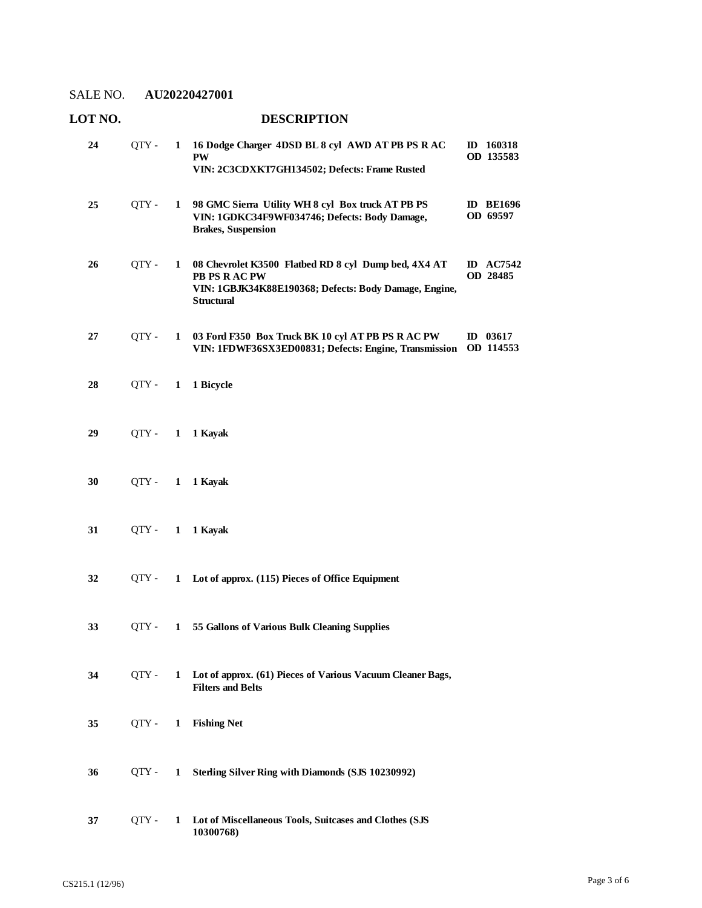SALE NO. **AU20220427001**

| LOT NO. | | | DESCRIPTION | |
|---|---|---|---|---|
| 24 | QTY - | 1 | **16 Dodge Charger 4DSD BL 8 cyl AWD AT PB PS R AC PW**<br>**VIN: 2C3CDXKT7GH134502; Defects: Frame Rusted** | **ID 160318**<br>**OD 135583** |
| 25 | QTY - | 1 | **98 GMC Sierra Utility WH 8 cyl Box truck AT PB PS**<br>**VIN: 1GDKC34F9WF034746; Defects: Body Damage, Brakes, Suspension** | **ID BE1696**<br>**OD 69597** |
| 26 | QTY - | 1 | **08 Chevrolet K3500 Flatbed RD 8 cyl Dump bed, 4X4 AT PB PS R AC PW**<br>**VIN: 1GBJK34K88E190368; Defects: Body Damage, Engine, Structural** | **ID AC7542**<br>**OD 28485** |
| 27 | QTY - | 1 | **03 Ford F350 Box Truck BK 10 cyl AT PB PS R AC PW**<br>**VIN: 1FDWF36SX3ED00831; Defects: Engine, Transmission** | **ID 03617**<br>**OD 114553** |
| 28 | QTY - | 1 | **1 Bicycle** | |
| 29 | QTY - | 1 | **1 Kayak** | |
| 30 | QTY - | 1 | **1 Kayak** | |
| 31 | QTY - | 1 | **1 Kayak** | |
| 32 | QTY - | 1 | **Lot of approx. (115) Pieces of Office Equipment** | |
| 33 | QTY - | 1 | **55 Gallons of Various Bulk Cleaning Supplies** | |
| 34 | QTY - | 1 | **Lot of approx. (61) Pieces of Various Vacuum Cleaner Bags, Filters and Belts** | |
| 35 | QTY - | 1 | **Fishing Net** | |
| 36 | QTY - | 1 | **Sterling Silver Ring with Diamonds (SJS 10230992)** | |
| 37 | QTY - | 1 | **Lot of Miscellaneous Tools, Suitcases and Clothes (SJS 10300768)** | |

CS215.1 (12/96)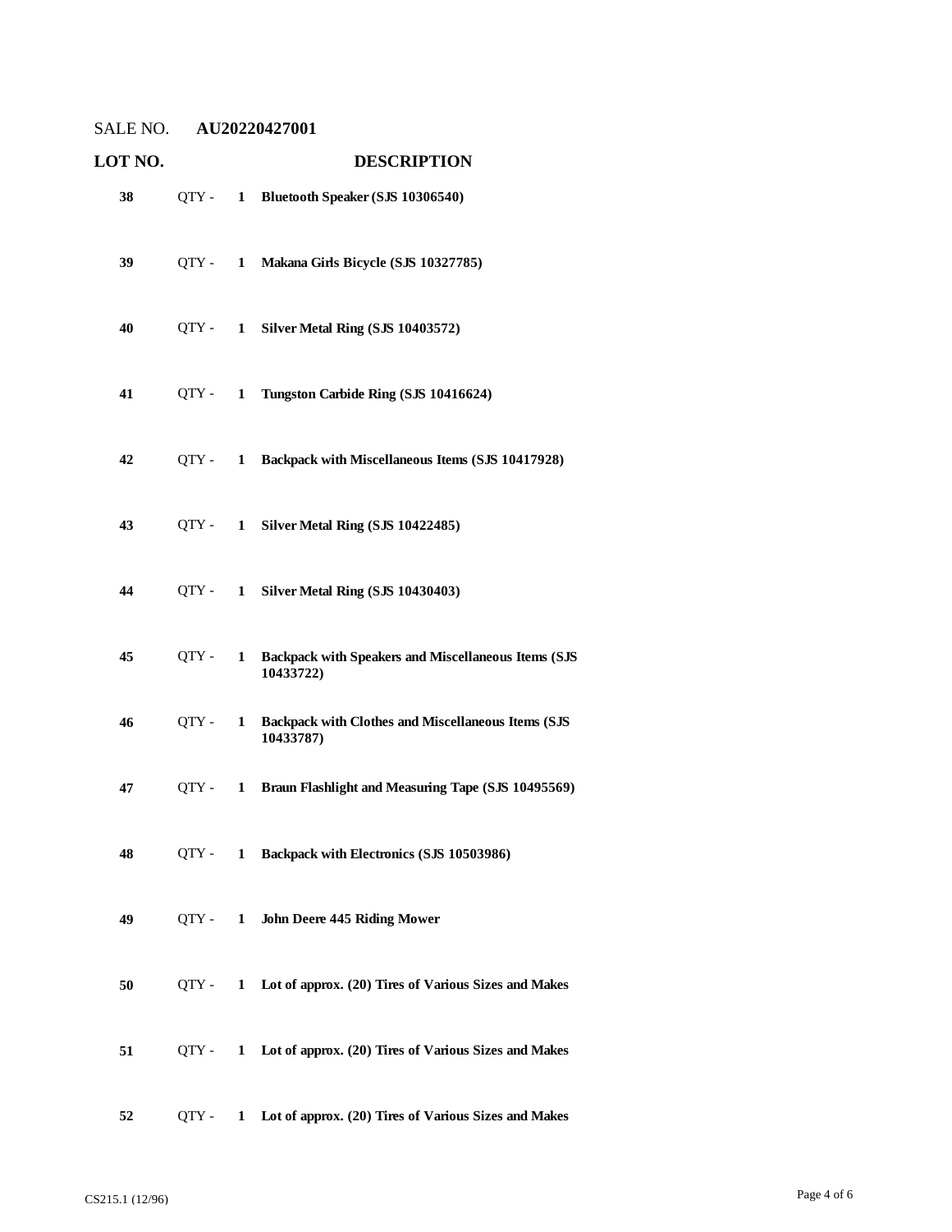SALE NO. **AU20220427001**

| LOT NO. | | | DESCRIPTION |
|---|---|---|---|
| 38 | QTY - | 1 | **Bluetooth Speaker (SJS 10306540)** |
| 39 | QTY - | 1 | **Makana Girls Bicycle (SJS 10327785)** |
| 40 | QTY - | 1 | **Silver Metal Ring (SJS 10403572)** |
| 41 | QTY - | 1 | **Tungston Carbide Ring (SJS 10416624)** |
| 42 | QTY - | 1 | **Backpack with Miscellaneous Items (SJS 10417928)** |
| 43 | QTY - | 1 | **Silver Metal Ring (SJS 10422485)** |
| 44 | QTY - | 1 | **Silver Metal Ring (SJS 10430403)** |
| 45 | QTY - | 1 | **Backpack with Speakers and Miscellaneous Items (SJS 10433722)** |
| 46 | QTY - | 1 | **Backpack with Clothes and Miscellaneous Items (SJS 10433787)** |
| 47 | QTY - | 1 | **Braun Flashlight and Measuring Tape (SJS 10495569)** |
| 48 | QTY - | 1 | **Backpack with Electronics (SJS 10503986)** |
| 49 | QTY - | 1 | **John Deere 445 Riding Mower** |
| 50 | QTY - | 1 | **Lot of approx. (20) Tires of Various Sizes and Makes** |
| 51 | QTY - | 1 | **Lot of approx. (20) Tires of Various Sizes and Makes** |
| 52 | QTY - | 1 | **Lot of approx. (20) Tires of Various Sizes and Makes** |

CS215.1 (12/96)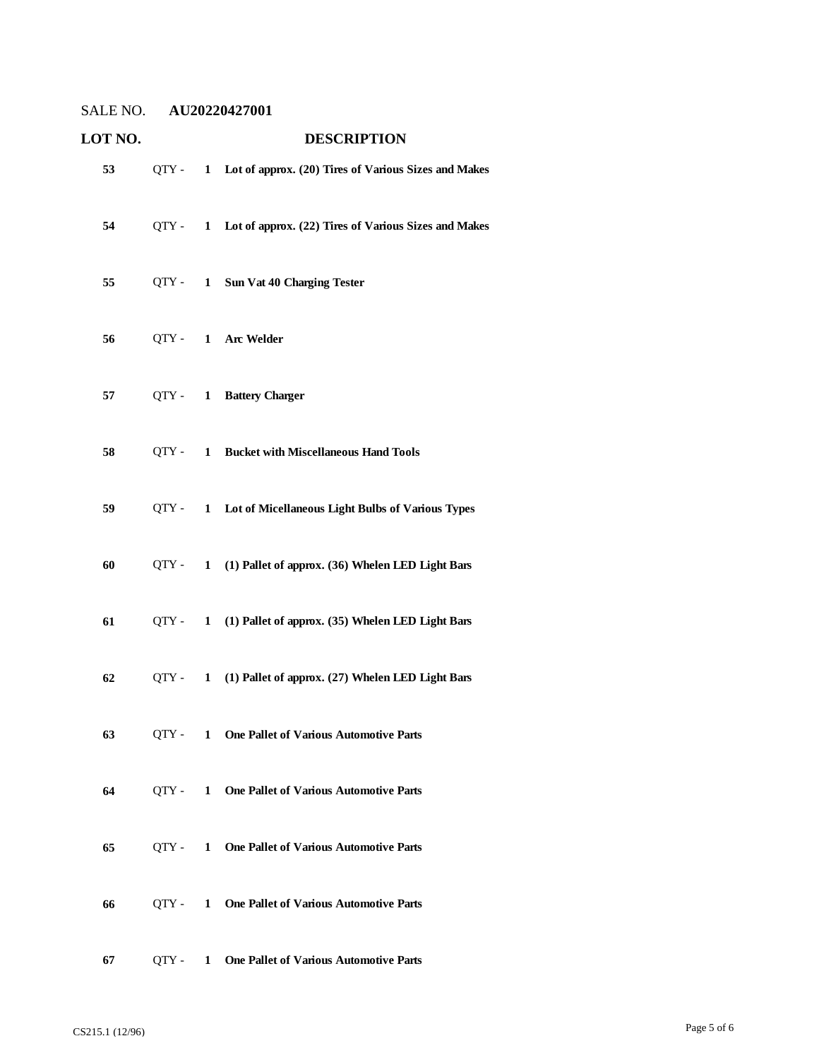SALE NO. **AU20220427001**

| LOT NO. | | | DESCRIPTION |
|---|---|---|---|
| **53** | QTY - | **1** | **Lot of approx. (20) Tires of Various Sizes and Makes** |
| **54** | QTY - | **1** | **Lot of approx. (22) Tires of Various Sizes and Makes** |
| **55** | QTY - | **1** | **Sun Vat 40 Charging Tester** |
| **56** | QTY - | **1** | **Arc Welder** |
| **57** | QTY - | **1** | **Battery Charger** |
| **58** | QTY - | **1** | **Bucket with Miscellaneous Hand Tools** |
| **59** | QTY - | **1** | **Lot of Micellaneous Light Bulbs of Various Types** |
| **60** | QTY - | **1** | **(1) Pallet of approx. (36) Whelen LED Light Bars** |
| **61** | QTY - | **1** | **(1) Pallet of approx. (35) Whelen LED Light Bars** |
| **62** | QTY - | **1** | **(1) Pallet of approx. (27) Whelen LED Light Bars** |
| **63** | QTY - | **1** | **One Pallet of Various Automotive Parts** |
| **64** | QTY - | **1** | **One Pallet of Various Automotive Parts** |
| **65** | QTY - | **1** | **One Pallet of Various Automotive Parts** |
| **66** | QTY - | **1** | **One Pallet of Various Automotive Parts** |
| **67** | QTY - | **1** | **One Pallet of Various Automotive Parts** |

CS215.1 (12/96)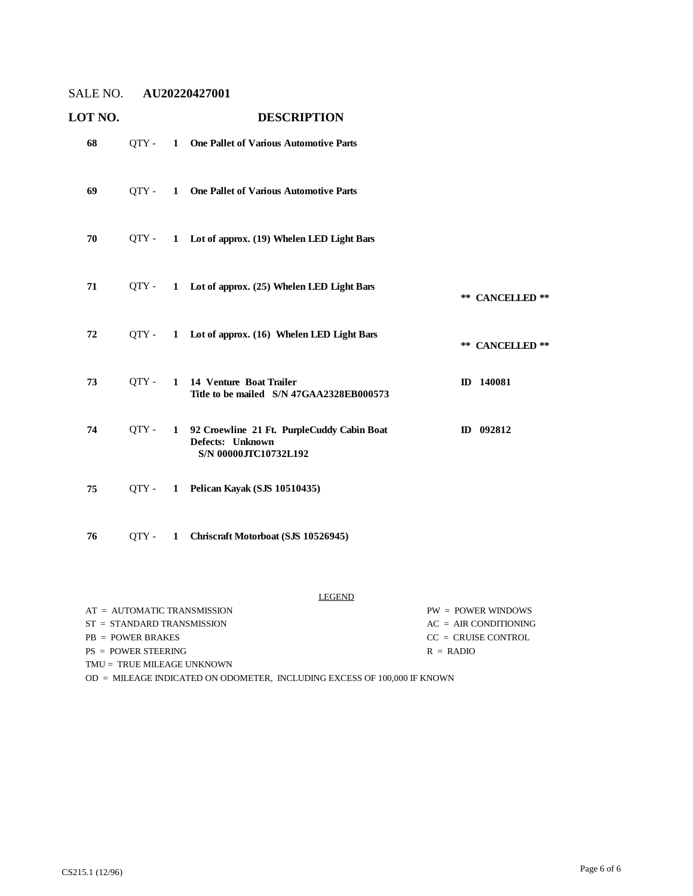SALE NO. **AU20220427001**

| LOT NO. | | DESCRIPTION | |
|---|---|---|---|
| **68** | QTY - **1** | **One Pallet of Various Automotive Parts** | |
| **69** | QTY - **1** | **One Pallet of Various Automotive Parts** | |
| **70** | QTY - **1** | **Lot of approx. (19) Whelen LED Light Bars** | |
| **71** | QTY - **1** | **Lot of approx. (25) Whelen LED Light Bars** | **** CANCELLED **** |
| **72** | QTY - **1** | **Lot of approx. (16) Whelen LED Light Bars** | **** CANCELLED **** |
| **73** | QTY - **1** | **14 Venture Boat Trailer**<br>**Title to be mailed S/N 47GAA2328EB000573** | **ID 140081** |
| **74** | QTY - **1** | **92 Croewline 21 Ft. PurpleCuddy Cabin Boat**<br>**Defects: Unknown**<br>**S/N 00000JTC10732L192** | **ID 092812** |
| **75** | QTY - **1** | **Pelican Kayak (SJS 10510435)** | |
| **76** | QTY - **1** | **Chriscraft Motorboat (SJS 10526945)** | |

LEGEND

AT = AUTOMATIC TRANSMISSION

ST = STANDARD TRANSMISSION

PB = POWER BRAKES

PS = POWER STEERING

TMU = TRUE MILEAGE UNKNOWN

OD = MILEAGE INDICATED ON ODOMETER, INCLUDING EXCESS OF 100,000 IF KNOWN

PW = POWER WINDOWS

AC = AIR CONDITIONING

CC = CRUISE CONTROL

R = RADIO

CS215.1 (12/96)